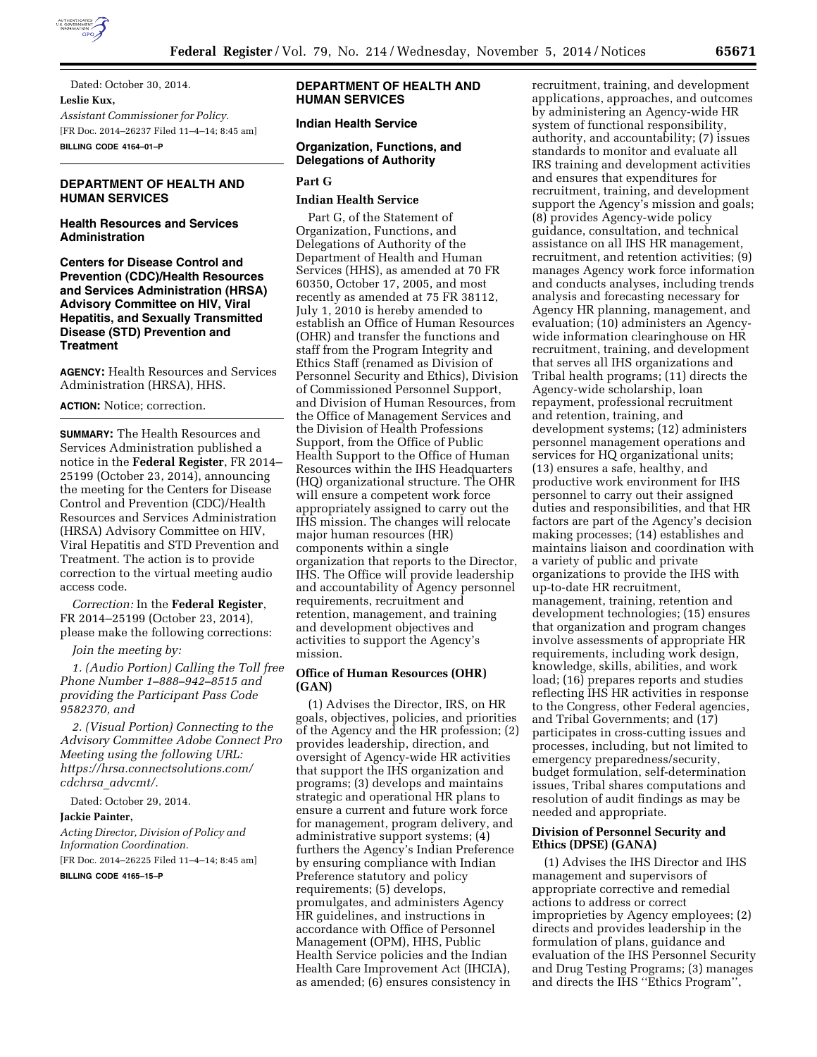Dated: October 30, 2014.

**Leslie Kux,**

*Assistant Commissioner for Policy.*

[FR Doc. 2014–26237 Filed 11–4–14; 8:45 am]

**BILLING CODE 4164–01–P**

## DEPARTMENT OF HEALTH AND HUMAN SERVICES

### Health Resources and Services Administration

### Centers for Disease Control and Prevention (CDC)/Health Resources and Services Administration (HRSA) Advisory Committee on HIV, Viral Hepatitis, and Sexually Transmitted Disease (STD) Prevention and Treatment

**AGENCY:** Health Resources and Services Administration (HRSA), HHS.

**ACTION:** Notice; correction.

**SUMMARY:** The Health Resources and Services Administration published a notice in the **Federal Register**, FR 2014–25199 (October 23, 2014), announcing the meeting for the Centers for Disease Control and Prevention (CDC)/Health Resources and Services Administration (HRSA) Advisory Committee on HIV, Viral Hepatitis and STD Prevention and Treatment. The action is to provide correction to the virtual meeting audio access code.

*Correction:* In the **Federal Register**, FR 2014–25199 (October 23, 2014), please make the following corrections:

*Join the meeting by:*

*1. (Audio Portion) Calling the Toll free Phone Number 1–888–942–8515 and providing the Participant Pass Code 9582370, and*

*2. (Visual Portion) Connecting to the Advisory Committee Adobe Connect Pro Meeting using the following URL: https://hrsa.connectsolutions.com/cdchrsa_advcmt/.*

Dated: October 29, 2014.

**Jackie Painter,**

*Acting Director, Division of Policy and Information Coordination.*

[FR Doc. 2014–26225 Filed 11–4–14; 8:45 am]

**BILLING CODE 4165–15–P**

## DEPARTMENT OF HEALTH AND HUMAN SERVICES

### Indian Health Service

### Organization, Functions, and Delegations of Authority

### Part G

### Indian Health Service

Part G, of the Statement of Organization, Functions, and Delegations of Authority of the Department of Health and Human Services (HHS), as amended at 70 FR 60350, October 17, 2005, and most recently as amended at 75 FR 38112, July 1, 2010 is hereby amended to establish an Office of Human Resources (OHR) and transfer the functions and staff from the Program Integrity and Ethics Staff (renamed as Division of Personnel Security and Ethics), Division of Commissioned Personnel Support, and Division of Human Resources, from the Office of Management Services and the Division of Health Professions Support, from the Office of Public Health Support to the Office of Human Resources within the IHS Headquarters (HQ) organizational structure. The OHR will ensure a competent work force appropriately assigned to carry out the IHS mission. The changes will relocate major human resources (HR) components within a single organization that reports to the Director, IHS. The Office will provide leadership and accountability of Agency personnel requirements, recruitment and retention, management, and training and development objectives and activities to support the Agency's mission.

#### Office of Human Resources (OHR) (GAN)

(1) Advises the Director, IRS, on HR goals, objectives, policies, and priorities of the Agency and the HR profession; (2) provides leadership, direction, and oversight of Agency-wide HR activities that support the IHS organization and programs; (3) develops and maintains strategic and operational HR plans to ensure a current and future work force for management, program delivery, and administrative support systems; (4) furthers the Agency's Indian Preference by ensuring compliance with Indian Preference statutory and policy requirements; (5) develops, promulgates, and administers Agency HR guidelines, and instructions in accordance with Office of Personnel Management (OPM), HHS, Public Health Service policies and the Indian Health Care Improvement Act (IHCIA), as amended; (6) ensures consistency in recruitment, training, and development applications, approaches, and outcomes by administering an Agency-wide HR system of functional responsibility, authority, and accountability; (7) issues standards to monitor and evaluate all IRS training and development activities and ensures that expenditures for recruitment, training, and development support the Agency's mission and goals; (8) provides Agency-wide policy guidance, consultation, and technical assistance on all IHS HR management, recruitment, and retention activities; (9) manages Agency work force information and conducts analyses, including trends analysis and forecasting necessary for Agency HR planning, management, and evaluation; (10) administers an Agency-wide information clearinghouse on HR recruitment, training, and development that serves all IHS organizations and Tribal health programs; (11) directs the Agency-wide scholarship, loan repayment, professional recruitment and retention, training, and development systems; (12) administers personnel management operations and services for HQ organizational units; (13) ensures a safe, healthy, and productive work environment for IHS personnel to carry out their assigned duties and responsibilities, and that HR factors are part of the Agency's decision making processes; (14) establishes and maintains liaison and coordination with a variety of public and private organizations to provide the IHS with up-to-date HR recruitment, management, training, retention and development technologies; (15) ensures that organization and program changes involve assessments of appropriate HR requirements, including work design, knowledge, skills, abilities, and work load; (16) prepares reports and studies reflecting IHS HR activities in response to the Congress, other Federal agencies, and Tribal Governments; and (17) participates in cross-cutting issues and processes, including, but not limited to emergency preparedness/security, budget formulation, self-determination issues, Tribal shares computations and resolution of audit findings as may be needed and appropriate.

#### Division of Personnel Security and Ethics (DPSE) (GANA)

(1) Advises the IHS Director and IHS management and supervisors of appropriate corrective and remedial actions to address or correct improprieties by Agency employees; (2) directs and provides leadership in the formulation of plans, guidance and evaluation of the IHS Personnel Security and Drug Testing Programs; (3) manages and directs the IHS ''Ethics Program'',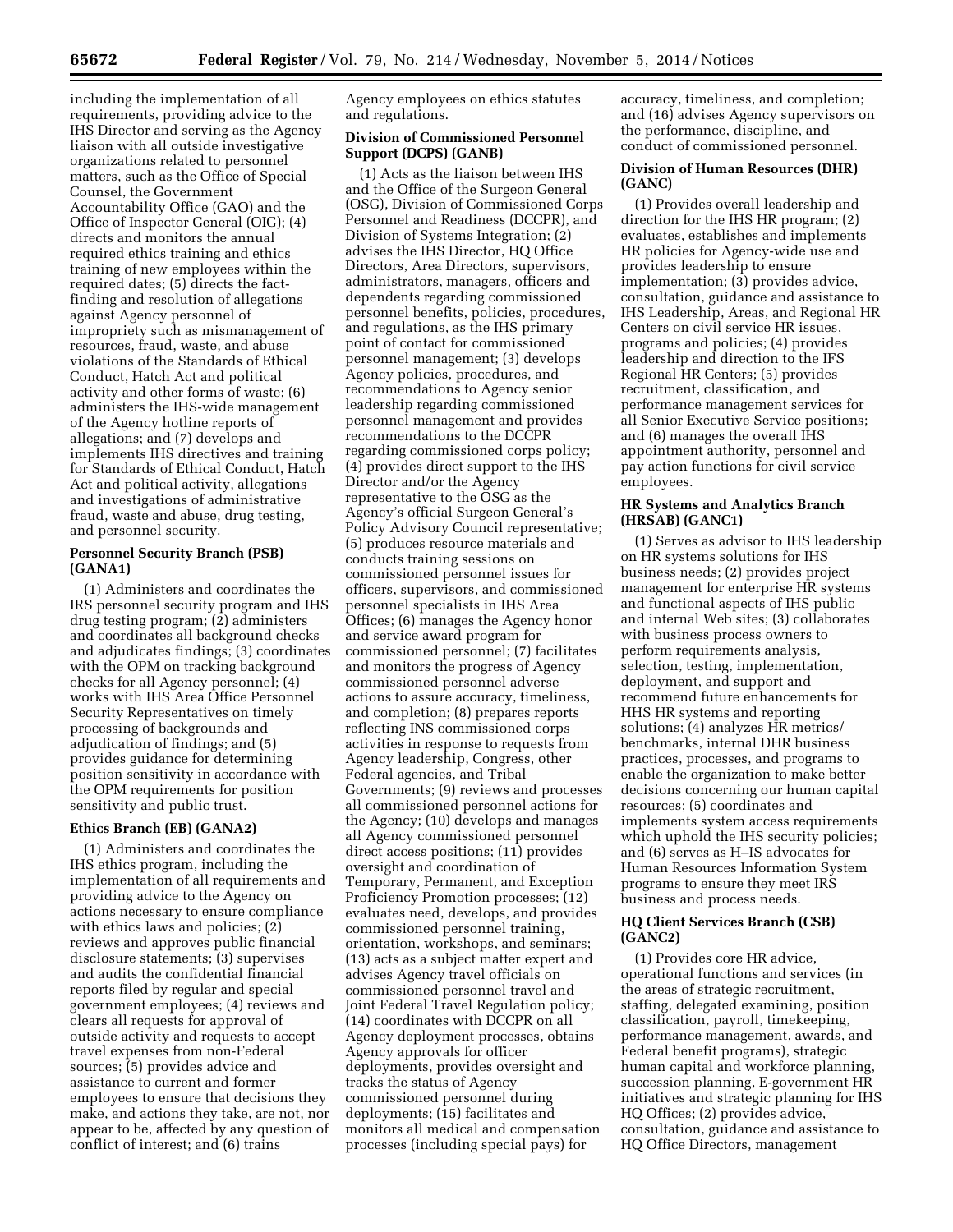including the implementation of all requirements, providing advice to the IHS Director and serving as the Agency liaison with all outside investigative organizations related to personnel matters, such as the Office of Special Counsel, the Government Accountability Office (GAO) and the Office of Inspector General (OIG); (4) directs and monitors the annual required ethics training and ethics training of new employees within the required dates; (5) directs the fact-finding and resolution of allegations against Agency personnel of impropriety such as mismanagement of resources, fraud, waste, and abuse violations of the Standards of Ethical Conduct, Hatch Act and political activity and other forms of waste; (6) administers the IHS-wide management of the Agency hotline reports of allegations; and (7) develops and implements IHS directives and training for Standards of Ethical Conduct, Hatch Act and political activity, allegations and investigations of administrative fraud, waste and abuse, drug testing, and personnel security.

**Personnel Security Branch (PSB) (GANA1)**

(1) Administers and coordinates the IRS personnel security program and IHS drug testing program; (2) administers and coordinates all background checks and adjudicates findings; (3) coordinates with the OPM on tracking background checks for all Agency personnel; (4) works with IHS Area Office Personnel Security Representatives on timely processing of backgrounds and adjudication of findings; and (5) provides guidance for determining position sensitivity in accordance with the OPM requirements for position sensitivity and public trust.

**Ethics Branch (EB) (GANA2)**

(1) Administers and coordinates the IHS ethics program, including the implementation of all requirements and providing advice to the Agency on actions necessary to ensure compliance with ethics laws and policies; (2) reviews and approves public financial disclosure statements; (3) supervises and audits the confidential financial reports filed by regular and special government employees; (4) reviews and clears all requests for approval of outside activity and requests to accept travel expenses from non-Federal sources; (5) provides advice and assistance to current and former employees to ensure that decisions they make, and actions they take, are not, nor appear to be, affected by any question of conflict of interest; and (6) trains Agency employees on ethics statutes and regulations.

**Division of Commissioned Personnel Support (DCPS) (GANB)**

(1) Acts as the liaison between IHS and the Office of the Surgeon General (OSG), Division of Commissioned Corps Personnel and Readiness (DCCPR), and Division of Systems Integration; (2) advises the IHS Director, HQ Office Directors, Area Directors, supervisors, administrators, managers, officers and dependents regarding commissioned personnel benefits, policies, procedures, and regulations, as the IHS primary point of contact for commissioned personnel management; (3) develops Agency policies, procedures, and recommendations to Agency senior leadership regarding commissioned personnel management and provides recommendations to the DCCPR regarding commissioned corps policy; (4) provides direct support to the IHS Director and/or the Agency representative to the OSG as the Agency's official Surgeon General's Policy Advisory Council representative; (5) produces resource materials and conducts training sessions on commissioned personnel issues for officers, supervisors, and commissioned personnel specialists in IHS Area Offices; (6) manages the Agency honor and service award program for commissioned personnel; (7) facilitates and monitors the progress of Agency commissioned personnel adverse actions to assure accuracy, timeliness, and completion; (8) prepares reports reflecting INS commissioned corps activities in response to requests from Agency leadership, Congress, other Federal agencies, and Tribal Governments; (9) reviews and processes all commissioned personnel actions for the Agency; (10) develops and manages all Agency commissioned personnel direct access positions; (11) provides oversight and coordination of Temporary, Permanent, and Exception Proficiency Promotion processes; (12) evaluates need, develops, and provides commissioned personnel training, orientation, workshops, and seminars; (13) acts as a subject matter expert and advises Agency travel officials on commissioned personnel travel and Joint Federal Travel Regulation policy; (14) coordinates with DCCPR on all Agency deployment processes, obtains Agency approvals for officer deployments, provides oversight and tracks the status of Agency commissioned personnel during deployments; (15) facilitates and monitors all medical and compensation processes (including special pays) for accuracy, timeliness, and completion; and (16) advises Agency supervisors on the performance, discipline, and conduct of commissioned personnel.

**Division of Human Resources (DHR) (GANC)**

(1) Provides overall leadership and direction for the IHS HR program; (2) evaluates, establishes and implements HR policies for Agency-wide use and provides leadership to ensure implementation; (3) provides advice, consultation, guidance and assistance to IHS Leadership, Areas, and Regional HR Centers on civil service HR issues, programs and policies; (4) provides leadership and direction to the IFS Regional HR Centers; (5) provides recruitment, classification, and performance management services for all Senior Executive Service positions; and (6) manages the overall IHS appointment authority, personnel and pay action functions for civil service employees.

**HR Systems and Analytics Branch (HRSAB) (GANC1)**

(1) Serves as advisor to IHS leadership on HR systems solutions for IHS business needs; (2) provides project management for enterprise HR systems and functional aspects of IHS public and internal Web sites; (3) collaborates with business process owners to perform requirements analysis, selection, testing, implementation, deployment, and support and recommend future enhancements for HHS HR systems and reporting solutions; (4) analyzes HR metrics/benchmarks, internal DHR business practices, processes, and programs to enable the organization to make better decisions concerning our human capital resources; (5) coordinates and implements system access requirements which uphold the IHS security policies; and (6) serves as H–IS advocates for Human Resources Information System programs to ensure they meet IRS business and process needs.

**HQ Client Services Branch (CSB) (GANC2)**

(1) Provides core HR advice, operational functions and services (in the areas of strategic recruitment, staffing, delegated examining, position classification, payroll, timekeeping, performance management, awards, and Federal benefit programs), strategic human capital and workforce planning, succession planning, E-government HR initiatives and strategic planning for IHS HQ Offices; (2) provides advice, consultation, guidance and assistance to HQ Office Directors, management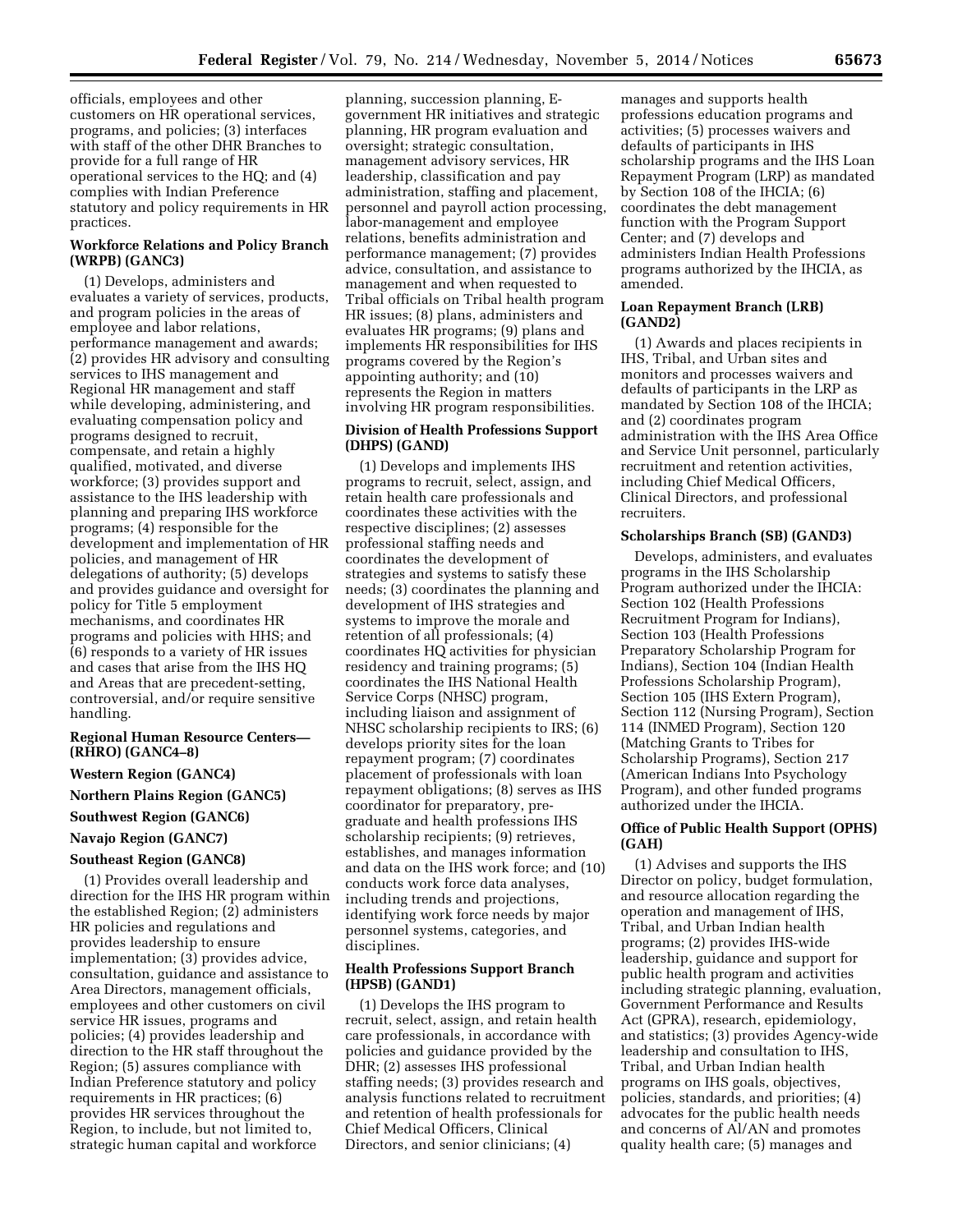officials, employees and other customers on HR operational services, programs, and policies; (3) interfaces with staff of the other DHR Branches to provide for a full range of HR operational services to the HQ; and (4) complies with Indian Preference statutory and policy requirements in HR practices.

**Workforce Relations and Policy Branch (WRPB) (GANC3)**

(1) Develops, administers and evaluates a variety of services, products, and program policies in the areas of employee and labor relations, performance management and awards; (2) provides HR advisory and consulting services to IHS management and Regional HR management and staff while developing, administering, and evaluating compensation policy and programs designed to recruit, compensate, and retain a highly qualified, motivated, and diverse workforce; (3) provides support and assistance to the IHS leadership with planning and preparing IHS workforce programs; (4) responsible for the development and implementation of HR policies, and management of HR delegations of authority; (5) develops and provides guidance and oversight for policy for Title 5 employment mechanisms, and coordinates HR programs and policies with HHS; and (6) responds to a variety of HR issues and cases that arise from the IHS HQ and Areas that are precedent-setting, controversial, and/or require sensitive handling.

**Regional Human Resource Centers—(RHRO) (GANC4–8)**

**Western Region (GANC4)**

**Northern Plains Region (GANC5)**

**Southwest Region (GANC6)**

**Navajo Region (GANC7)**

**Southeast Region (GANC8)**

(1) Provides overall leadership and direction for the IHS HR program within the established Region; (2) administers HR policies and regulations and provides leadership to ensure implementation; (3) provides advice, consultation, guidance and assistance to Area Directors, management officials, employees and other customers on civil service HR issues, programs and policies; (4) provides leadership and direction to the HR staff throughout the Region; (5) assures compliance with Indian Preference statutory and policy requirements in HR practices; (6) provides HR services throughout the Region, to include, but not limited to, strategic human capital and workforce planning, succession planning, E-government HR initiatives and strategic planning, HR program evaluation and oversight; strategic consultation, management advisory services, HR leadership, classification and pay administration, staffing and placement, personnel and payroll action processing, labor-management and employee relations, benefits administration and performance management; (7) provides advice, consultation, and assistance to management and when requested to Tribal officials on Tribal health program HR issues; (8) plans, administers and evaluates HR programs; (9) plans and implements HR responsibilities for IHS programs covered by the Region's appointing authority; and (10) represents the Region in matters involving HR program responsibilities.

**Division of Health Professions Support (DHPS) (GAND)**

(1) Develops and implements IHS programs to recruit, select, assign, and retain health care professionals and coordinates these activities with the respective disciplines; (2) assesses professional staffing needs and coordinates the development of strategies and systems to satisfy these needs; (3) coordinates the planning and development of IHS strategies and systems to improve the morale and retention of all professionals; (4) coordinates HQ activities for physician residency and training programs; (5) coordinates the IHS National Health Service Corps (NHSC) program, including liaison and assignment of NHSC scholarship recipients to IRS; (6) develops priority sites for the loan repayment program; (7) coordinates placement of professionals with loan repayment obligations; (8) serves as IHS coordinator for preparatory, pre-graduate and health professions IHS scholarship recipients; (9) retrieves, establishes, and manages information and data on the IHS work force; and (10) conducts work force data analyses, including trends and projections, identifying work force needs by major personnel systems, categories, and disciplines.

**Health Professions Support Branch (HPSB) (GAND1)**

(1) Develops the IHS program to recruit, select, assign, and retain health care professionals, in accordance with policies and guidance provided by the DHR; (2) assesses IHS professional staffing needs; (3) provides research and analysis functions related to recruitment and retention of health professionals for Chief Medical Officers, Clinical Directors, and senior clinicians; (4) manages and supports health professions education programs and activities; (5) processes waivers and defaults of participants in IHS scholarship programs and the IHS Loan Repayment Program (LRP) as mandated by Section 108 of the IHCIA; (6) coordinates the debt management function with the Program Support Center; and (7) develops and administers Indian Health Professions programs authorized by the IHCIA, as amended.

**Loan Repayment Branch (LRB) (GAND2)**

(1) Awards and places recipients in IHS, Tribal, and Urban sites and monitors and processes waivers and defaults of participants in the LRP as mandated by Section 108 of the IHCIA; and (2) coordinates program administration with the IHS Area Office and Service Unit personnel, particularly recruitment and retention activities, including Chief Medical Officers, Clinical Directors, and professional recruiters.

**Scholarships Branch (SB) (GAND3)**

Develops, administers, and evaluates programs in the IHS Scholarship Program authorized under the IHCIA: Section 102 (Health Professions Recruitment Program for Indians), Section 103 (Health Professions Preparatory Scholarship Program for Indians), Section 104 (Indian Health Professions Scholarship Program), Section 105 (IHS Extern Program), Section 112 (Nursing Program), Section 114 (INMED Program), Section 120 (Matching Grants to Tribes for Scholarship Programs), Section 217 (American Indians Into Psychology Program), and other funded programs authorized under the IHCIA.

**Office of Public Health Support (OPHS) (GAH)**

(1) Advises and supports the IHS Director on policy, budget formulation, and resource allocation regarding the operation and management of IHS, Tribal, and Urban Indian health programs; (2) provides IHS-wide leadership, guidance and support for public health program and activities including strategic planning, evaluation, Government Performance and Results Act (GPRA), research, epidemiology, and statistics; (3) provides Agency-wide leadership and consultation to IHS, Tribal, and Urban Indian health programs on IHS goals, objectives, policies, standards, and priorities; (4) advocates for the public health needs and concerns of AI/AN and promotes quality health care; (5) manages and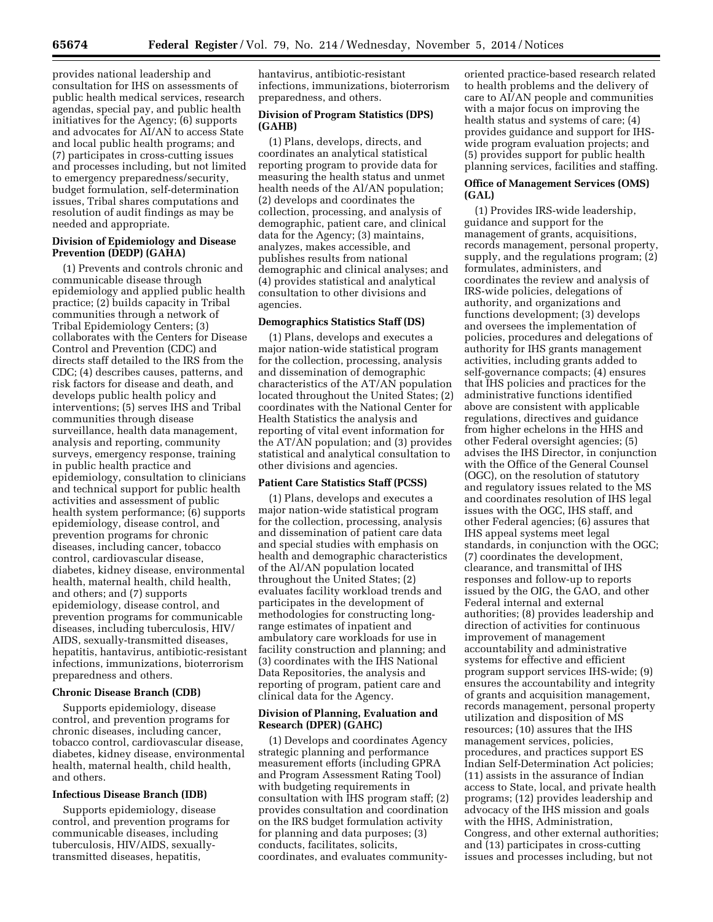provides national leadership and consultation for IHS on assessments of public health medical services, research agendas, special pay, and public health initiatives for the Agency; (6) supports and advocates for AI/AN to access State and local public health programs; and (7) participates in cross-cutting issues and processes including, but not limited to emergency preparedness/security, budget formulation, self-determination issues, Tribal shares computations and resolution of audit findings as may be needed and appropriate.

**Division of Epidemiology and Disease Prevention (DEDP) (GAHA)**

(1) Prevents and controls chronic and communicable disease through epidemiology and applied public health practice; (2) builds capacity in Tribal communities through a network of Tribal Epidemiology Centers; (3) collaborates with the Centers for Disease Control and Prevention (CDC) and directs staff detailed to the IRS from the CDC; (4) describes causes, patterns, and risk factors for disease and death, and develops public health policy and interventions; (5) serves IHS and Tribal communities through disease surveillance, health data management, analysis and reporting, community surveys, emergency response, training in public health practice and epidemiology, consultation to clinicians and technical support for public health activities and assessment of public health system performance; (6) supports epidemiology, disease control, and prevention programs for chronic diseases, including cancer, tobacco control, cardiovascular disease, diabetes, kidney disease, environmental health, maternal health, child health, and others; and (7) supports epidemiology, disease control, and prevention programs for communicable diseases, including tuberculosis, HIV/AIDS, sexually-transmitted diseases, hepatitis, hantavirus, antibiotic-resistant infections, immunizations, bioterrorism preparedness and others.

**Chronic Disease Branch (CDB)**

Supports epidemiology, disease control, and prevention programs for chronic diseases, including cancer, tobacco control, cardiovascular disease, diabetes, kidney disease, environmental health, maternal health, child health, and others.

**Infectious Disease Branch (IDB)**

Supports epidemiology, disease control, and prevention programs for communicable diseases, including tuberculosis, HIV/AIDS, sexually-transmitted diseases, hepatitis, hantavirus, antibiotic-resistant infections, immunizations, bioterrorism preparedness, and others.

**Division of Program Statistics (DPS) (GAHB)**

(1) Plans, develops, directs, and coordinates an analytical statistical reporting program to provide data for measuring the health status and unmet health needs of the Al/AN population; (2) develops and coordinates the collection, processing, and analysis of demographic, patient care, and clinical data for the Agency; (3) maintains, analyzes, makes accessible, and publishes results from national demographic and clinical analyses; and (4) provides statistical and analytical consultation to other divisions and agencies.

**Demographics Statistics Staff (DS)**

(1) Plans, develops and executes a major nation-wide statistical program for the collection, processing, analysis and dissemination of demographic characteristics of the AT/AN population located throughout the United States; (2) coordinates with the National Center for Health Statistics the analysis and reporting of vital event information for the AT/AN population; and (3) provides statistical and analytical consultation to other divisions and agencies.

**Patient Care Statistics Staff (PCSS)**

(1) Plans, develops and executes a major nation-wide statistical program for the collection, processing, analysis and dissemination of patient care data and special studies with emphasis on health and demographic characteristics of the Al/AN population located throughout the United States; (2) evaluates facility workload trends and participates in the development of methodologies for constructing long-range estimates of inpatient and ambulatory care workloads for use in facility construction and planning; and (3) coordinates with the IHS National Data Repositories, the analysis and reporting of program, patient care and clinical data for the Agency.

**Division of Planning, Evaluation and Research (DPER) (GAHC)**

(1) Develops and coordinates Agency strategic planning and performance measurement efforts (including GPRA and Program Assessment Rating Tool) with budgeting requirements in consultation with IHS program staff; (2) provides consultation and coordination on the IRS budget formulation activity for planning and data purposes; (3) conducts, facilitates, solicits, coordinates, and evaluates community-oriented practice-based research related to health problems and the delivery of care to AI/AN people and communities with a major focus on improving the health status and systems of care; (4) provides guidance and support for IHS-wide program evaluation projects; and (5) provides support for public health planning services, facilities and staffing.

**Office of Management Services (OMS) (GAL)**

(1) Provides IRS-wide leadership, guidance and support for the management of grants, acquisitions, records management, personal property, supply, and the regulations program; (2) formulates, administers, and coordinates the review and analysis of IRS-wide policies, delegations of authority, and organizations and functions development; (3) develops and oversees the implementation of policies, procedures and delegations of authority for IHS grants management activities, including grants added to self-governance compacts; (4) ensures that IHS policies and practices for the administrative functions identified above are consistent with applicable regulations, directives and guidance from higher echelons in the HHS and other Federal oversight agencies; (5) advises the IHS Director, in conjunction with the Office of the General Counsel (OGC), on the resolution of statutory and regulatory issues related to the MS and coordinates resolution of IHS legal issues with the OGC, IHS staff, and other Federal agencies; (6) assures that IHS appeal systems meet legal standards, in conjunction with the OGC; (7) coordinates the development, clearance, and transmittal of IHS responses and follow-up to reports issued by the OIG, the GAO, and other Federal internal and external authorities; (8) provides leadership and direction of activities for continuous improvement of management accountability and administrative systems for effective and efficient program support services IHS-wide; (9) ensures the accountability and integrity of grants and acquisition management, records management, personal property utilization and disposition of MS resources; (10) assures that the IHS management services, policies, procedures, and practices support ES Indian Self-Determination Act policies; (11) assists in the assurance of Indian access to State, local, and private health programs; (12) provides leadership and advocacy of the IHS mission and goals with the HHS, Administration, Congress, and other external authorities; and (13) participates in cross-cutting issues and processes including, but not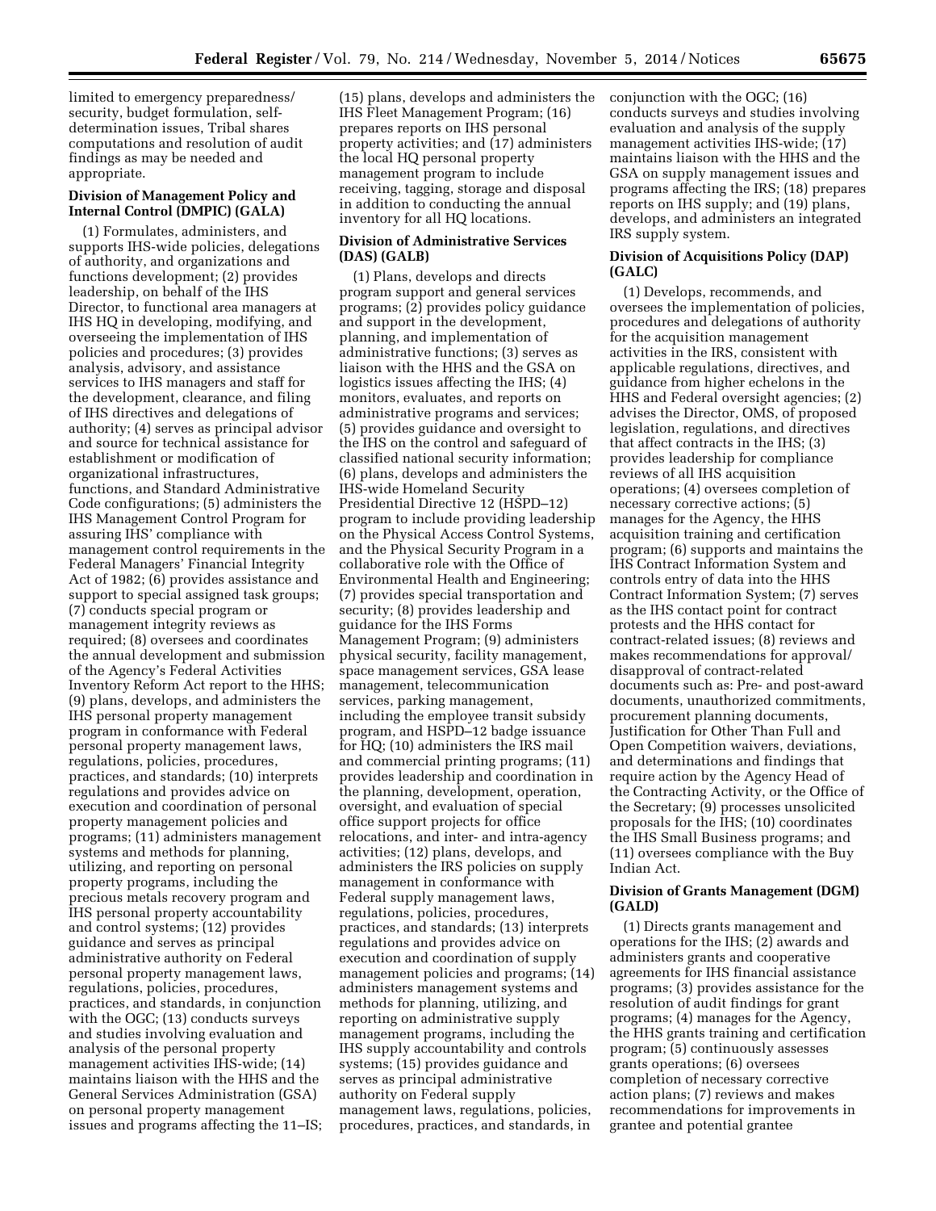limited to emergency preparedness/ security, budget formulation, self-determination issues, Tribal shares computations and resolution of audit findings as may be needed and appropriate.

**Division of Management Policy and Internal Control (DMPIC) (GALA)**

(1) Formulates, administers, and supports IHS-wide policies, delegations of authority, and organizations and functions development; (2) provides leadership, on behalf of the IHS Director, to functional area managers at IHS HQ in developing, modifying, and overseeing the implementation of IHS policies and procedures; (3) provides analysis, advisory, and assistance services to IHS managers and staff for the development, clearance, and filing of IHS directives and delegations of authority; (4) serves as principal advisor and source for technical assistance for establishment or modification of organizational infrastructures, functions, and Standard Administrative Code configurations; (5) administers the IHS Management Control Program for assuring IHS' compliance with management control requirements in the Federal Managers' Financial Integrity Act of 1982; (6) provides assistance and support to special assigned task groups; (7) conducts special program or management integrity reviews as required; (8) oversees and coordinates the annual development and submission of the Agency's Federal Activities Inventory Reform Act report to the HHS; (9) plans, develops, and administers the IHS personal property management program in conformance with Federal personal property management laws, regulations, policies, procedures, practices, and standards; (10) interprets regulations and provides advice on execution and coordination of personal property management policies and programs; (11) administers management systems and methods for planning, utilizing, and reporting on personal property programs, including the precious metals recovery program and IHS personal property accountability and control systems; (12) provides guidance and serves as principal administrative authority on Federal personal property management laws, regulations, policies, procedures, practices, and standards, in conjunction with the OGC; (13) conducts surveys and studies involving evaluation and analysis of the personal property management activities IHS-wide; (14) maintains liaison with the HHS and the General Services Administration (GSA) on personal property management issues and programs affecting the 11–IS; (15) plans, develops and administers the IHS Fleet Management Program; (16) prepares reports on IHS personal property activities; and (17) administers the local HQ personal property management program to include receiving, tagging, storage and disposal in addition to conducting the annual inventory for all HQ locations.

**Division of Administrative Services (DAS) (GALB)**

(1) Plans, develops and directs program support and general services programs; (2) provides policy guidance and support in the development, planning, and implementation of administrative functions; (3) serves as liaison with the HHS and the GSA on logistics issues affecting the IHS; (4) monitors, evaluates, and reports on administrative programs and services; (5) provides guidance and oversight to the IHS on the control and safeguard of classified national security information; (6) plans, develops and administers the IHS-wide Homeland Security Presidential Directive 12 (HSPD–12) program to include providing leadership on the Physical Access Control Systems, and the Physical Security Program in a collaborative role with the Office of Environmental Health and Engineering; (7) provides special transportation and security; (8) provides leadership and guidance for the IHS Forms Management Program; (9) administers physical security, facility management, space management services, GSA lease management, telecommunication services, parking management, including the employee transit subsidy program, and HSPD–12 badge issuance for HQ; (10) administers the IRS mail and commercial printing programs; (11) provides leadership and coordination in the planning, development, operation, oversight, and evaluation of special office support projects for office relocations, and inter- and intra-agency activities; (12) plans, develops, and administers the IRS policies on supply management in conformance with Federal supply management laws, regulations, policies, procedures, practices, and standards; (13) interprets regulations and provides advice on execution and coordination of supply management policies and programs; (14) administers management systems and methods for planning, utilizing, and reporting on administrative supply management programs, including the IHS supply accountability and controls systems; (15) provides guidance and serves as principal administrative authority on Federal supply management laws, regulations, policies, procedures, practices, and standards, in conjunction with the OGC; (16) conducts surveys and studies involving evaluation and analysis of the supply management activities IHS-wide; (17) maintains liaison with the HHS and the GSA on supply management issues and programs affecting the IRS; (18) prepares reports on IHS supply; and (19) plans, develops, and administers an integrated IRS supply system.

**Division of Acquisitions Policy (DAP) (GALC)**

(1) Develops, recommends, and oversees the implementation of policies, procedures and delegations of authority for the acquisition management activities in the IRS, consistent with applicable regulations, directives, and guidance from higher echelons in the HHS and Federal oversight agencies; (2) advises the Director, OMS, of proposed legislation, regulations, and directives that affect contracts in the IHS; (3) provides leadership for compliance reviews of all IHS acquisition operations; (4) oversees completion of necessary corrective actions; (5) manages for the Agency, the HHS acquisition training and certification program; (6) supports and maintains the IHS Contract Information System and controls entry of data into the HHS Contract Information System; (7) serves as the IHS contact point for contract protests and the HHS contact for contract-related issues; (8) reviews and makes recommendations for approval/ disapproval of contract-related documents such as: Pre- and post-award documents, unauthorized commitments, procurement planning documents, Justification for Other Than Full and Open Competition waivers, deviations, and determinations and findings that require action by the Agency Head of the Contracting Activity, or the Office of the Secretary; (9) processes unsolicited proposals for the IHS; (10) coordinates the IHS Small Business programs; and (11) oversees compliance with the Buy Indian Act.

**Division of Grants Management (DGM) (GALD)**

(1) Directs grants management and operations for the IHS; (2) awards and administers grants and cooperative agreements for IHS financial assistance programs; (3) provides assistance for the resolution of audit findings for grant programs; (4) manages for the Agency, the HHS grants training and certification program; (5) continuously assesses grants operations; (6) oversees completion of necessary corrective action plans; (7) reviews and makes recommendations for improvements in grantee and potential grantee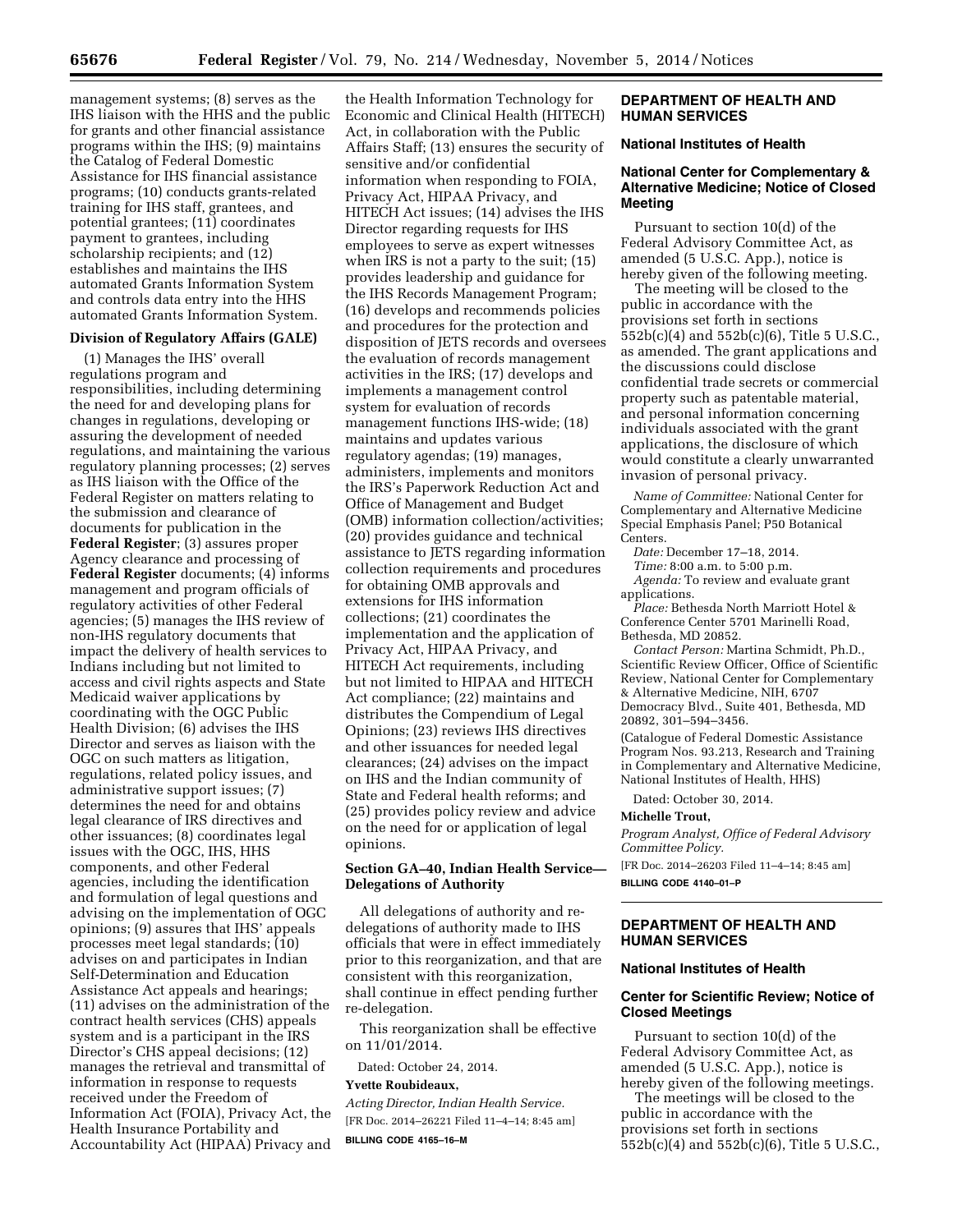management systems; (8) serves as the IHS liaison with the HHS and the public for grants and other financial assistance programs within the IHS; (9) maintains the Catalog of Federal Domestic Assistance for IHS financial assistance programs; (10) conducts grants-related training for IHS staff, grantees, and potential grantees; (11) coordinates payment to grantees, including scholarship recipients; and (12) establishes and maintains the IHS automated Grants Information System and controls data entry into the HHS automated Grants Information System.

**Division of Regulatory Affairs (GALE)**

(1) Manages the IHS' overall regulations program and responsibilities, including determining the need for and developing plans for changes in regulations, developing or assuring the development of needed regulations, and maintaining the various regulatory planning processes; (2) serves as IHS liaison with the Office of the Federal Register on matters relating to the submission and clearance of documents for publication in the **Federal Register**; (3) assures proper Agency clearance and processing of **Federal Register** documents; (4) informs management and program officials of regulatory activities of other Federal agencies; (5) manages the IHS review of non-IHS regulatory documents that impact the delivery of health services to Indians including but not limited to access and civil rights aspects and State Medicaid waiver applications by coordinating with the OGC Public Health Division; (6) advises the IHS Director and serves as liaison with the OGC on such matters as litigation, regulations, related policy issues, and administrative support issues; (7) determines the need for and obtains legal clearance of IRS directives and other issuances; (8) coordinates legal issues with the OGC, IHS, HHS components, and other Federal agencies, including the identification and formulation of legal questions and advising on the implementation of OGC opinions; (9) assures that IHS' appeals processes meet legal standards; (10) advises on and participates in Indian Self-Determination and Education Assistance Act appeals and hearings; (11) advises on the administration of the contract health services (CHS) appeals system and is a participant in the IRS Director's CHS appeal decisions; (12) manages the retrieval and transmittal of information in response to requests received under the Freedom of Information Act (FOIA), Privacy Act, the Health Insurance Portability and Accountability Act (HIPAA) Privacy and the Health Information Technology for Economic and Clinical Health (HITECH) Act, in collaboration with the Public Affairs Staff; (13) ensures the security of sensitive and/or confidential information when responding to FOIA, Privacy Act, HIPAA Privacy, and HITECH Act issues; (14) advises the IHS Director regarding requests for IHS employees to serve as expert witnesses when IRS is not a party to the suit; (15) provides leadership and guidance for the IHS Records Management Program; (16) develops and recommends policies and procedures for the protection and disposition of JETS records and oversees the evaluation of records management activities in the IRS; (17) develops and implements a management control system for evaluation of records management functions IHS-wide; (18) maintains and updates various regulatory agendas; (19) manages, administers, implements and monitors the IRS's Paperwork Reduction Act and Office of Management and Budget (OMB) information collection/activities; (20) provides guidance and technical assistance to JETS regarding information collection requirements and procedures for obtaining OMB approvals and extensions for IHS information collections; (21) coordinates the implementation and the application of Privacy Act, HIPAA Privacy, and HITECH Act requirements, including but not limited to HIPAA and HITECH Act compliance; (22) maintains and distributes the Compendium of Legal Opinions; (23) reviews IHS directives and other issuances for needed legal clearances; (24) advises on the impact on IHS and the Indian community of State and Federal health reforms; and (25) provides policy review and advice on the need for or application of legal opinions.

**Section GA–40, Indian Health Service—Delegations of Authority**

All delegations of authority and re-delegations of authority made to IHS officials that were in effect immediately prior to this reorganization, and that are consistent with this reorganization, shall continue in effect pending further re-delegation.

This reorganization shall be effective on 11/01/2014.

Dated: October 24, 2014.

**Yvette Roubideaux,**

*Acting Director, Indian Health Service.*

[FR Doc. 2014–26221 Filed 11–4–14; 8:45 am]

**BILLING CODE 4165–16–M**

---

## DEPARTMENT OF HEALTH AND HUMAN SERVICES

### National Institutes of Health

### National Center for Complementary & Alternative Medicine; Notice of Closed Meeting

Pursuant to section 10(d) of the Federal Advisory Committee Act, as amended (5 U.S.C. App.), notice is hereby given of the following meeting.

The meeting will be closed to the public in accordance with the provisions set forth in sections 552b(c)(4) and 552b(c)(6), Title 5 U.S.C., as amended. The grant applications and the discussions could disclose confidential trade secrets or commercial property such as patentable material, and personal information concerning individuals associated with the grant applications, the disclosure of which would constitute a clearly unwarranted invasion of personal privacy.

*Name of Committee:* National Center for Complementary and Alternative Medicine Special Emphasis Panel; P50 Botanical Centers.

*Date:* December 17–18, 2014.

*Time:* 8:00 a.m. to 5:00 p.m.

*Agenda:* To review and evaluate grant applications.

*Place:* Bethesda North Marriott Hotel & Conference Center 5701 Marinelli Road, Bethesda, MD 20852.

*Contact Person:* Martina Schmidt, Ph.D., Scientific Review Officer, Office of Scientific Review, National Center for Complementary & Alternative Medicine, NIH, 6707 Democracy Blvd., Suite 401, Bethesda, MD 20892, 301–594–3456.

(Catalogue of Federal Domestic Assistance Program Nos. 93.213, Research and Training in Complementary and Alternative Medicine, National Institutes of Health, HHS)

Dated: October 30, 2014.

**Michelle Trout,**

*Program Analyst, Office of Federal Advisory Committee Policy.*

[FR Doc. 2014–26203 Filed 11–4–14; 8:45 am]

**BILLING CODE 4140–01–P**

---

## DEPARTMENT OF HEALTH AND HUMAN SERVICES

### National Institutes of Health

### Center for Scientific Review; Notice of Closed Meetings

Pursuant to section 10(d) of the Federal Advisory Committee Act, as amended (5 U.S.C. App.), notice is hereby given of the following meetings.

The meetings will be closed to the public in accordance with the provisions set forth in sections 552b(c)(4) and 552b(c)(6), Title 5 U.S.C.,